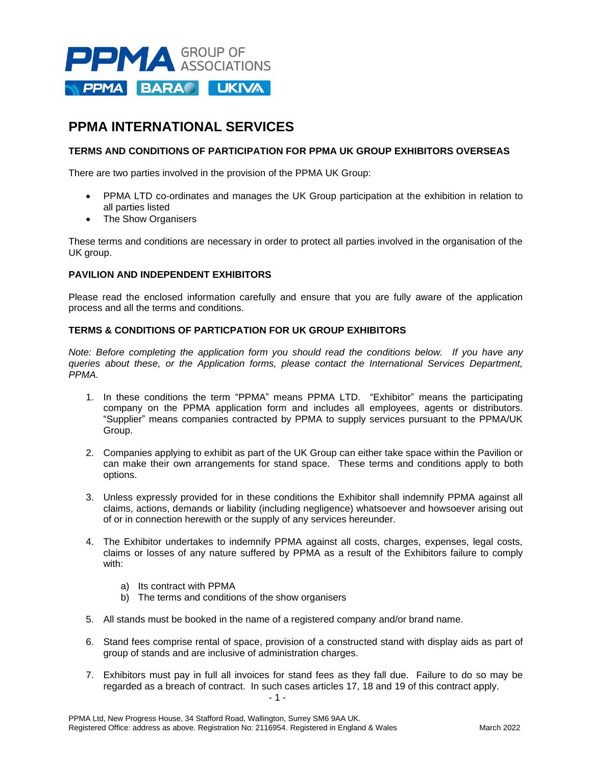# PPMA INTERNATIONAL SERVICES

**TERMS AND CONDITIONS OF PARTICIPATION FOR PPMA UK GROUP EXHIBITORS OVERSEAS**

There are two parties involved in the provision of the PPMA UK Group:

- PPMA LTD co-ordinates and manages the UK Group participation at the exhibition in relation to all parties listed
- The Show Organisers

These terms and conditions are necessary in order to protect all parties involved in the organisation of the UK group.

**PAVILION AND INDEPENDENT EXHIBITORS**

Please read the enclosed information carefully and ensure that you are fully aware of the application process and all the terms and conditions.

**TERMS & CONDITIONS OF PARTICPATION FOR UK GROUP EXHIBITORS**

*Note: Before completing the application form you should read the conditions below. If you have any queries about these, or the Application forms, please contact the International Services Department, PPMA.*

1. In these conditions the term "PPMA" means PPMA LTD. "Exhibitor" means the participating company on the PPMA application form and includes all employees, agents or distributors. "Supplier" means companies contracted by PPMA to supply services pursuant to the PPMA/UK Group.

2. Companies applying to exhibit as part of the UK Group can either take space within the Pavilion or can make their own arrangements for stand space. These terms and conditions apply to both options.

3. Unless expressly provided for in these conditions the Exhibitor shall indemnify PPMA against all claims, actions, demands or liability (including negligence) whatsoever and howsoever arising out of or in connection herewith or the supply of any services hereunder.

4. The Exhibitor undertakes to indemnify PPMA against all costs, charges, expenses, legal costs, claims or losses of any nature suffered by PPMA as a result of the Exhibitors failure to comply with:

   a) Its contract with PPMA
   b) The terms and conditions of the show organisers

5. All stands must be booked in the name of a registered company and/or brand name.

6. Stand fees comprise rental of space, provision of a constructed stand with display aids as part of group of stands and are inclusive of administration charges.

7. Exhibitors must pay in full all invoices for stand fees as they fall due. Failure to do so may be regarded as a breach of contract. In such cases articles 17, 18 and 19 of this contract apply.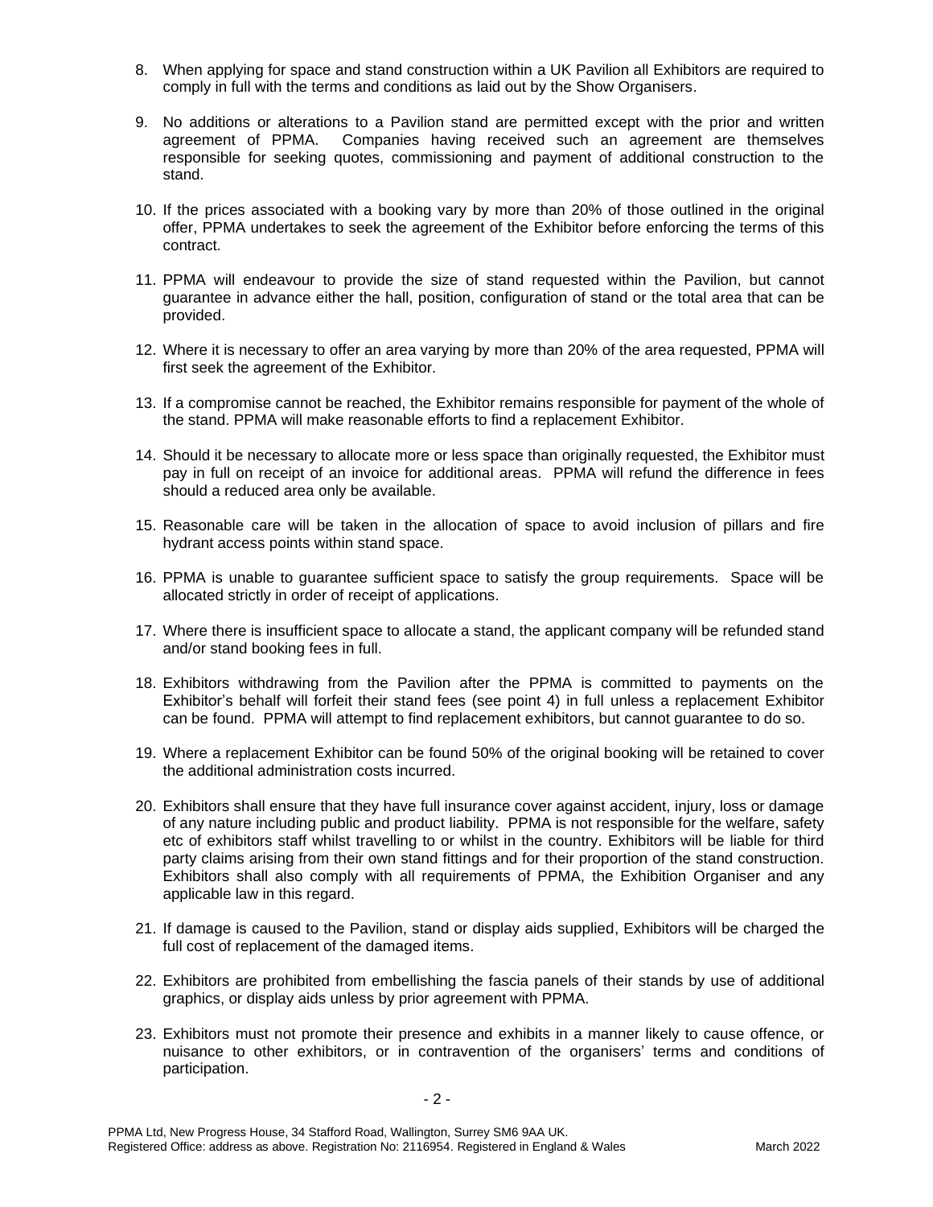8. When applying for space and stand construction within a UK Pavilion all Exhibitors are required to comply in full with the terms and conditions as laid out by the Show Organisers.

9. No additions or alterations to a Pavilion stand are permitted except with the prior and written agreement of PPMA. Companies having received such an agreement are themselves responsible for seeking quotes, commissioning and payment of additional construction to the stand.

10. If the prices associated with a booking vary by more than 20% of those outlined in the original offer, PPMA undertakes to seek the agreement of the Exhibitor before enforcing the terms of this contract.

11. PPMA will endeavour to provide the size of stand requested within the Pavilion, but cannot guarantee in advance either the hall, position, configuration of stand or the total area that can be provided.

12. Where it is necessary to offer an area varying by more than 20% of the area requested, PPMA will first seek the agreement of the Exhibitor.

13. If a compromise cannot be reached, the Exhibitor remains responsible for payment of the whole of the stand. PPMA will make reasonable efforts to find a replacement Exhibitor.

14. Should it be necessary to allocate more or less space than originally requested, the Exhibitor must pay in full on receipt of an invoice for additional areas. PPMA will refund the difference in fees should a reduced area only be available.

15. Reasonable care will be taken in the allocation of space to avoid inclusion of pillars and fire hydrant access points within stand space.

16. PPMA is unable to guarantee sufficient space to satisfy the group requirements. Space will be allocated strictly in order of receipt of applications.

17. Where there is insufficient space to allocate a stand, the applicant company will be refunded stand and/or stand booking fees in full.

18. Exhibitors withdrawing from the Pavilion after the PPMA is committed to payments on the Exhibitor's behalf will forfeit their stand fees (see point 4) in full unless a replacement Exhibitor can be found. PPMA will attempt to find replacement exhibitors, but cannot guarantee to do so.

19. Where a replacement Exhibitor can be found 50% of the original booking will be retained to cover the additional administration costs incurred.

20. Exhibitors shall ensure that they have full insurance cover against accident, injury, loss or damage of any nature including public and product liability. PPMA is not responsible for the welfare, safety etc of exhibitors staff whilst travelling to or whilst in the country. Exhibitors will be liable for third party claims arising from their own stand fittings and for their proportion of the stand construction. Exhibitors shall also comply with all requirements of PPMA, the Exhibition Organiser and any applicable law in this regard.

21. If damage is caused to the Pavilion, stand or display aids supplied, Exhibitors will be charged the full cost of replacement of the damaged items.

22. Exhibitors are prohibited from embellishing the fascia panels of their stands by use of additional graphics, or display aids unless by prior agreement with PPMA.

23. Exhibitors must not promote their presence and exhibits in a manner likely to cause offence, or nuisance to other exhibitors, or in contravention of the organisers' terms and conditions of participation.

PPMA Ltd, New Progress House, 34 Stafford Road, Wallington, Surrey SM6 9AA UK.
Registered Office: address as above. Registration No: 2116954. Registered in England & Wales March 2022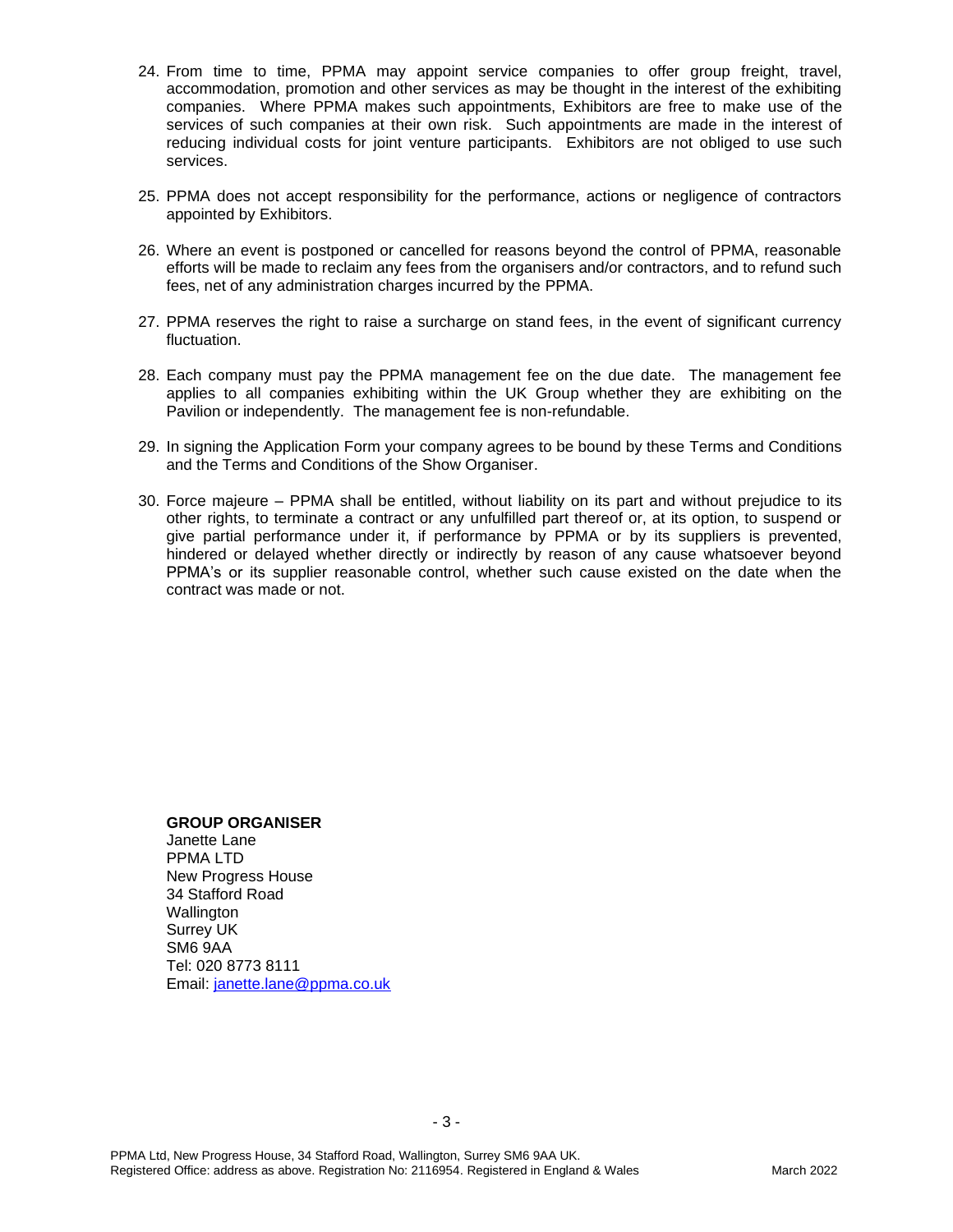24. From time to time, PPMA may appoint service companies to offer group freight, travel, accommodation, promotion and other services as may be thought in the interest of the exhibiting companies. Where PPMA makes such appointments, Exhibitors are free to make use of the services of such companies at their own risk. Such appointments are made in the interest of reducing individual costs for joint venture participants. Exhibitors are not obliged to use such services.

25. PPMA does not accept responsibility for the performance, actions or negligence of contractors appointed by Exhibitors.

26. Where an event is postponed or cancelled for reasons beyond the control of PPMA, reasonable efforts will be made to reclaim any fees from the organisers and/or contractors, and to refund such fees, net of any administration charges incurred by the PPMA.

27. PPMA reserves the right to raise a surcharge on stand fees, in the event of significant currency fluctuation.

28. Each company must pay the PPMA management fee on the due date. The management fee applies to all companies exhibiting within the UK Group whether they are exhibiting on the Pavilion or independently. The management fee is non-refundable.

29. In signing the Application Form your company agrees to be bound by these Terms and Conditions and the Terms and Conditions of the Show Organiser.

30. Force majeure – PPMA shall be entitled, without liability on its part and without prejudice to its other rights, to terminate a contract or any unfulfilled part thereof or, at its option, to suspend or give partial performance under it, if performance by PPMA or by its suppliers is prevented, hindered or delayed whether directly or indirectly by reason of any cause whatsoever beyond PPMA's or its supplier reasonable control, whether such cause existed on the date when the contract was made or not.

**GROUP ORGANISER**
Janette Lane
PPMA LTD
New Progress House
34 Stafford Road
Wallington
Surrey UK
SM6 9AA
Tel: 020 8773 8111
Email: janette.lane@ppma.co.uk

PPMA Ltd, New Progress House, 34 Stafford Road, Wallington, Surrey SM6 9AA UK.
Registered Office: address as above. Registration No: 2116954. Registered in England & Wales March 2022